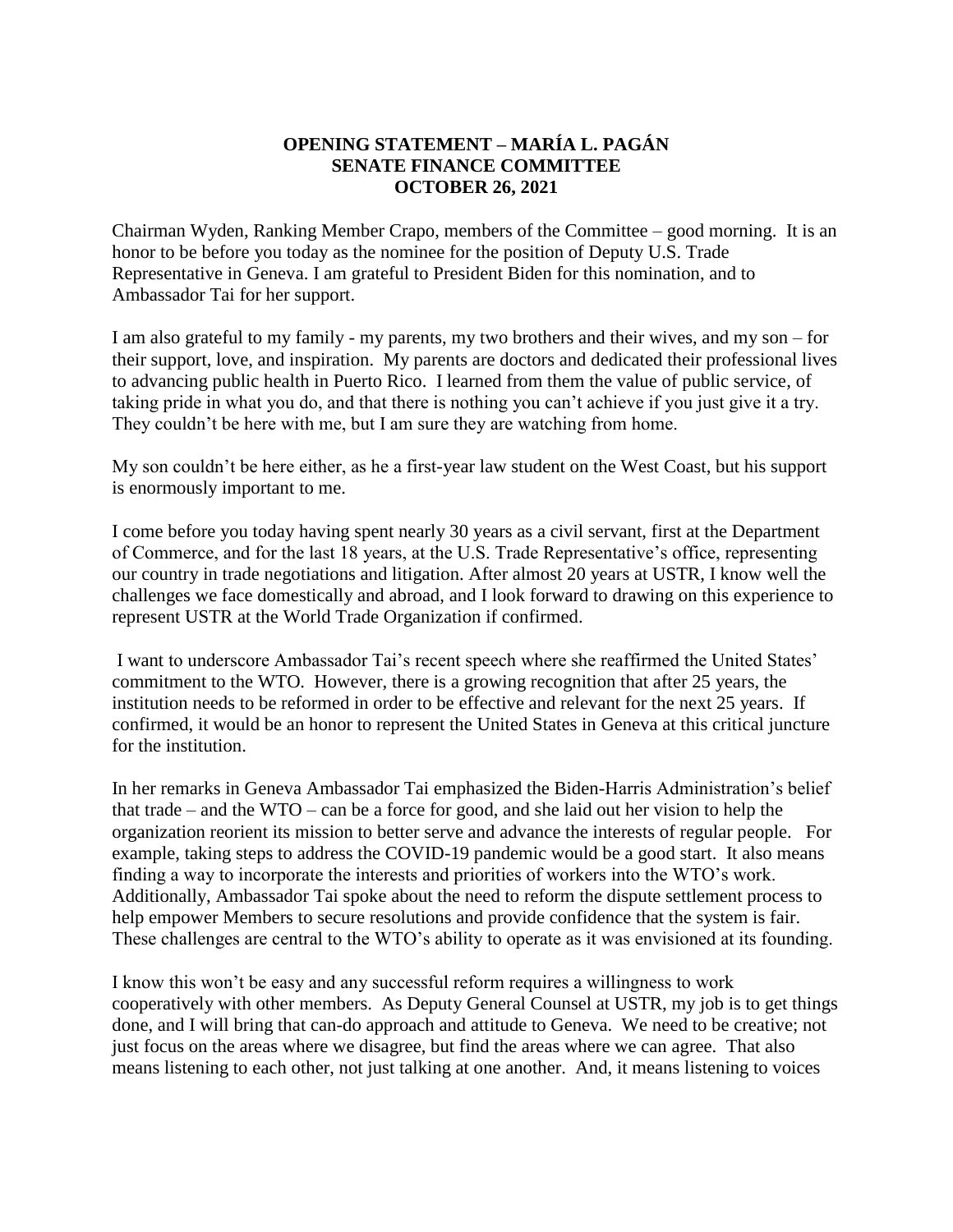**OPENING STATEMENT – MARÍA L. PAGÁN**
**SENATE FINANCE COMMITTEE**
**OCTOBER 26, 2021**

Chairman Wyden, Ranking Member Crapo, members of the Committee – good morning. It is an honor to be before you today as the nominee for the position of Deputy U.S. Trade Representative in Geneva. I am grateful to President Biden for this nomination, and to Ambassador Tai for her support.

I am also grateful to my family - my parents, my two brothers and their wives, and my son – for their support, love, and inspiration. My parents are doctors and dedicated their professional lives to advancing public health in Puerto Rico. I learned from them the value of public service, of taking pride in what you do, and that there is nothing you can't achieve if you just give it a try. They couldn't be here with me, but I am sure they are watching from home.

My son couldn't be here either, as he a first-year law student on the West Coast, but his support is enormously important to me.

I come before you today having spent nearly 30 years as a civil servant, first at the Department of Commerce, and for the last 18 years, at the U.S. Trade Representative's office, representing our country in trade negotiations and litigation. After almost 20 years at USTR, I know well the challenges we face domestically and abroad, and I look forward to drawing on this experience to represent USTR at the World Trade Organization if confirmed.

I want to underscore Ambassador Tai's recent speech where she reaffirmed the United States' commitment to the WTO. However, there is a growing recognition that after 25 years, the institution needs to be reformed in order to be effective and relevant for the next 25 years. If confirmed, it would be an honor to represent the United States in Geneva at this critical juncture for the institution.

In her remarks in Geneva Ambassador Tai emphasized the Biden-Harris Administration's belief that trade – and the WTO – can be a force for good, and she laid out her vision to help the organization reorient its mission to better serve and advance the interests of regular people. For example, taking steps to address the COVID-19 pandemic would be a good start. It also means finding a way to incorporate the interests and priorities of workers into the WTO's work. Additionally, Ambassador Tai spoke about the need to reform the dispute settlement process to help empower Members to secure resolutions and provide confidence that the system is fair. These challenges are central to the WTO's ability to operate as it was envisioned at its founding.

I know this won't be easy and any successful reform requires a willingness to work cooperatively with other members. As Deputy General Counsel at USTR, my job is to get things done, and I will bring that can-do approach and attitude to Geneva. We need to be creative; not just focus on the areas where we disagree, but find the areas where we can agree. That also means listening to each other, not just talking at one another. And, it means listening to voices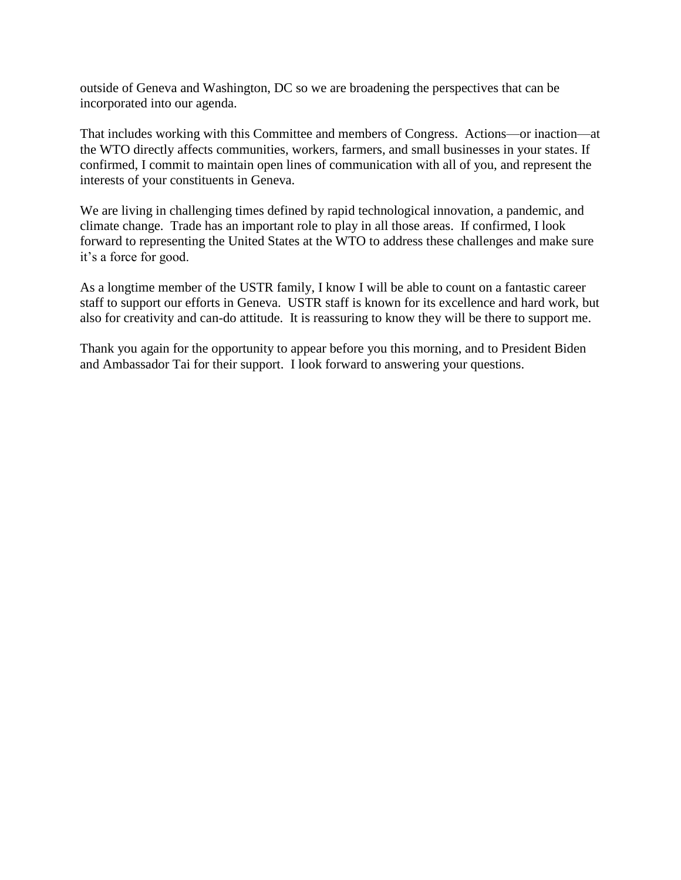outside of Geneva and Washington, DC so we are broadening the perspectives that can be incorporated into our agenda.

That includes working with this Committee and members of Congress. Actions—or inaction—at the WTO directly affects communities, workers, farmers, and small businesses in your states. If confirmed, I commit to maintain open lines of communication with all of you, and represent the interests of your constituents in Geneva.

We are living in challenging times defined by rapid technological innovation, a pandemic, and climate change. Trade has an important role to play in all those areas. If confirmed, I look forward to representing the United States at the WTO to address these challenges and make sure it's a force for good.

As a longtime member of the USTR family, I know I will be able to count on a fantastic career staff to support our efforts in Geneva. USTR staff is known for its excellence and hard work, but also for creativity and can-do attitude. It is reassuring to know they will be there to support me.

Thank you again for the opportunity to appear before you this morning, and to President Biden and Ambassador Tai for their support. I look forward to answering your questions.